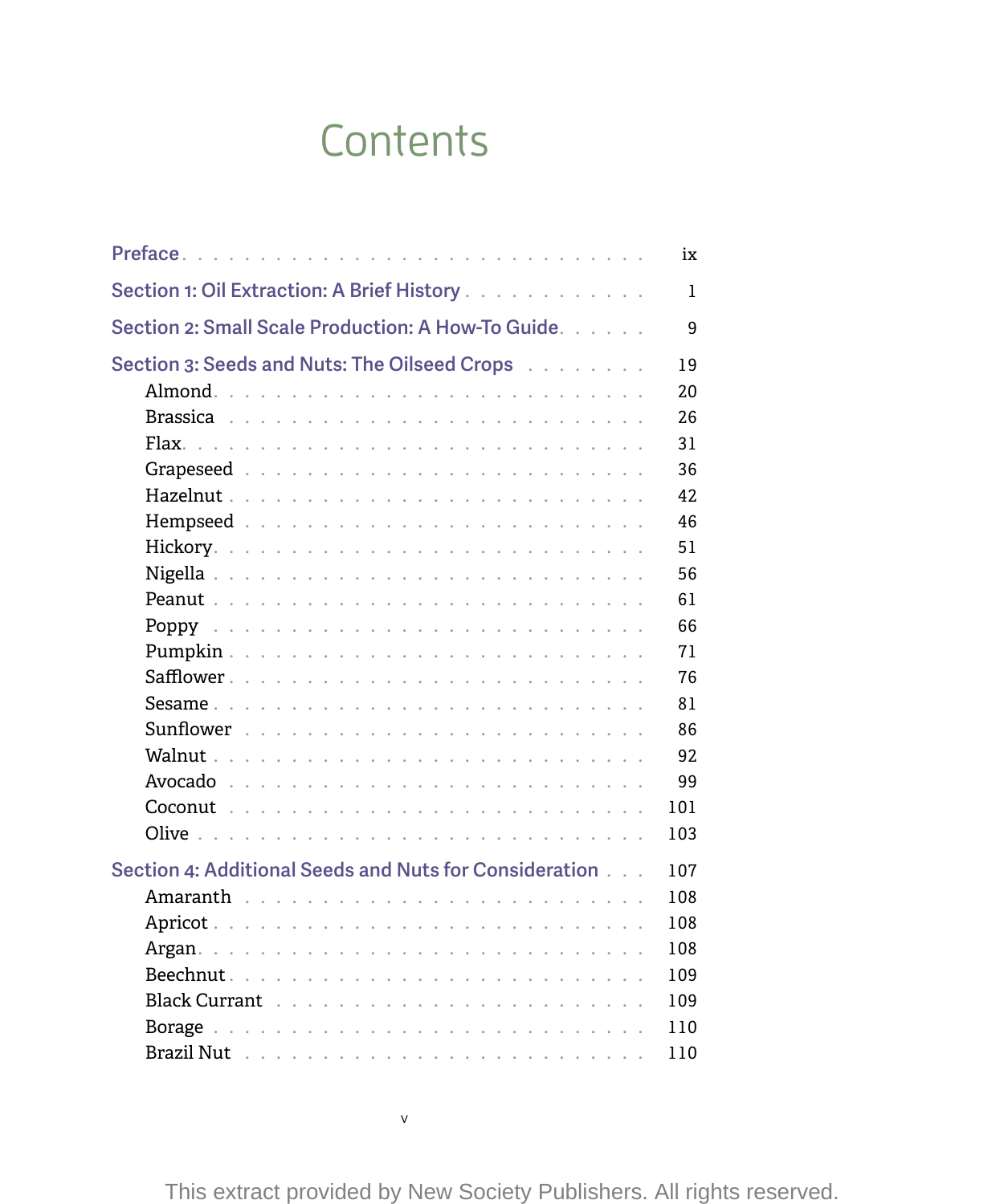# Contents

Preface . . . . . . . . . . ix

Section 1: Oil Extraction: A Brief History . . . . . . . . . . 1

Section 2: Small Scale Production: A How-To Guide . . . . . . . . . . 9

Section 3: Seeds and Nuts: The Oilseed Crops . . . . . . . . . . 19

- Almond . . . . . . . . . . 20
- Brassica . . . . . . . . . . 26
- Flax . . . . . . . . . . 31
- Grapeseed . . . . . . . . . . 36
- Hazelnut . . . . . . . . . . 42
- Hempseed . . . . . . . . . . 46
- Hickory . . . . . . . . . . 51
- Nigella . . . . . . . . . . 56
- Peanut . . . . . . . . . . 61
- Poppy . . . . . . . . . . 66
- Pumpkin . . . . . . . . . . 71
- Safflower . . . . . . . . . . 76
- Sesame . . . . . . . . . . 81
- Sunflower . . . . . . . . . . 86
- Walnut . . . . . . . . . . 92
- Avocado . . . . . . . . . . 99
- Coconut . . . . . . . . . . 101
- Olive . . . . . . . . . . 103

Section 4: Additional Seeds and Nuts for Consideration . . . . . . . . . . 107

- Amaranth . . . . . . . . . . 108
- Apricot . . . . . . . . . . 108
- Argan . . . . . . . . . . 108
- Beechnut . . . . . . . . . . 109
- Black Currant . . . . . . . . . . 109
- Borage . . . . . . . . . . 110
- Brazil Nut . . . . . . . . . . 110

This extract provided by New Society Publishers. All rights reserved.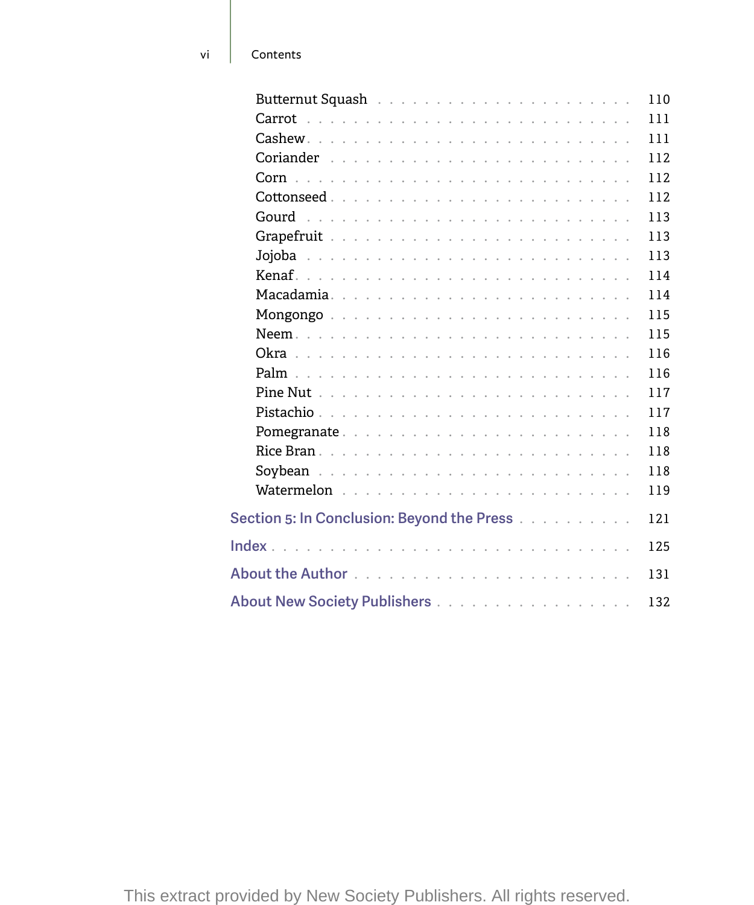Butternut Squash . . . . . . . . . . . . . . . . . . . . . . 110
Carrot . . . . . . . . . . . . . . . . . . . . . . . . . . 111
Cashew . . . . . . . . . . . . . . . . . . . . . . . . . . 111
Coriander . . . . . . . . . . . . . . . . . . . . . . . . 112
Corn . . . . . . . . . . . . . . . . . . . . . . . . . . . 112
Cottonseed . . . . . . . . . . . . . . . . . . . . . . . . 112
Gourd . . . . . . . . . . . . . . . . . . . . . . . . . . 113
Grapefruit . . . . . . . . . . . . . . . . . . . . . . . . 113
Jojoba . . . . . . . . . . . . . . . . . . . . . . . . . . 113
Kenaf . . . . . . . . . . . . . . . . . . . . . . . . . . 114
Macadamia . . . . . . . . . . . . . . . . . . . . . . . . 114
Mongongo . . . . . . . . . . . . . . . . . . . . . . . . . 115
Neem . . . . . . . . . . . . . . . . . . . . . . . . . . . 115
Okra . . . . . . . . . . . . . . . . . . . . . . . . . . . 116
Palm . . . . . . . . . . . . . . . . . . . . . . . . . . . 116
Pine Nut . . . . . . . . . . . . . . . . . . . . . . . . . 117
Pistachio . . . . . . . . . . . . . . . . . . . . . . . . 117
Pomegranate . . . . . . . . . . . . . . . . . . . . . . . 118
Rice Bran . . . . . . . . . . . . . . . . . . . . . . . . 118
Soybean . . . . . . . . . . . . . . . . . . . . . . . . . 118
Watermelon . . . . . . . . . . . . . . . . . . . . . . . . 119

**Section 5: In Conclusion: Beyond the Press** . . . . . . . . . . . 121

**Index** . . . . . . . . . . . . . . . . . . . . . . . . . . . . 125

**About the Author** . . . . . . . . . . . . . . . . . . . . . . 131

**About New Society Publishers** . . . . . . . . . . . . . . . . . 132

This extract provided by New Society Publishers. All rights reserved.